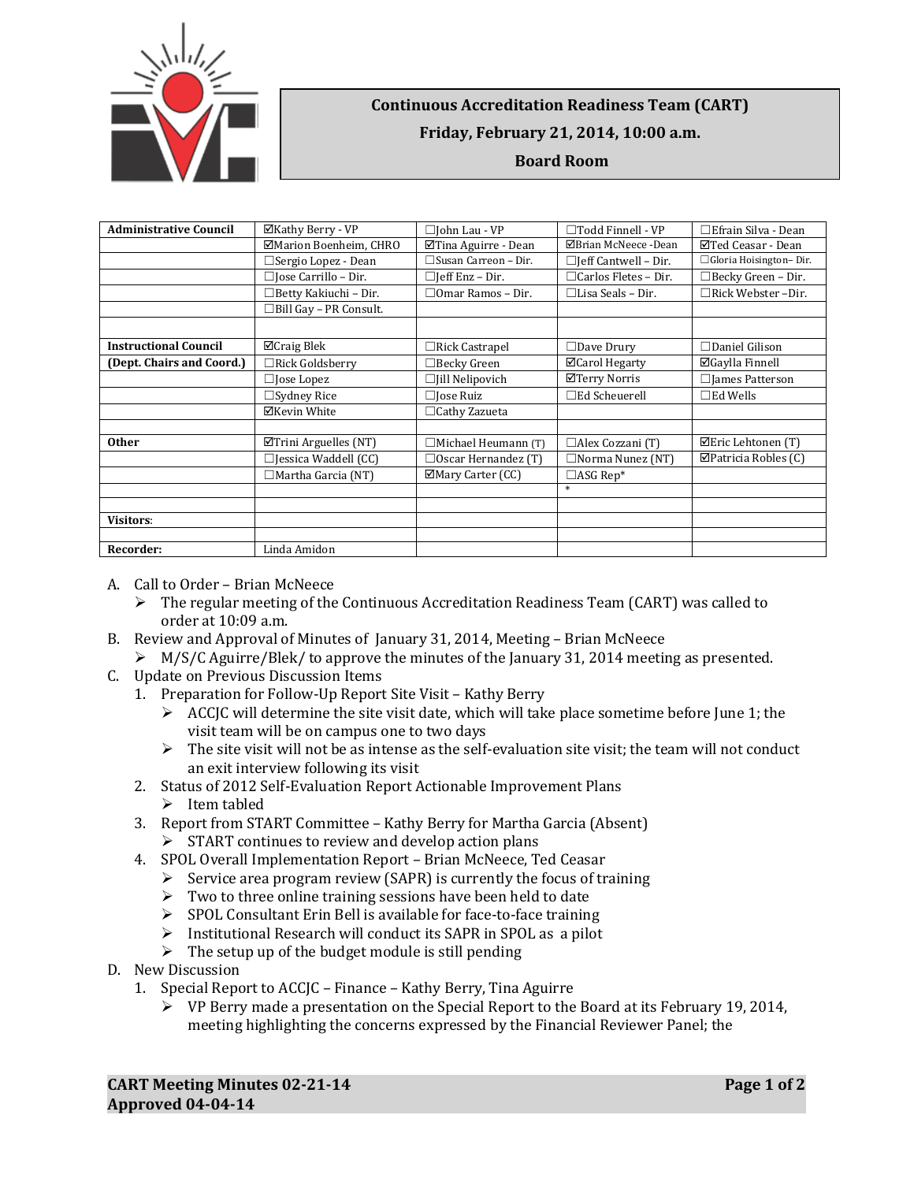# Continuous Accreditation Readiness Team (CART)

**Friday, February 21, 2014, 10:00 a.m.**

**Board Room**

| **Administrative Council** | ☑Kathy Berry - VP | ☐John Lau - VP | ☐Todd Finnell - VP | ☐Efrain Silva - Dean |
|---|---|---|---|---|
| | ☑Marion Boenheim, CHRO | ☑Tina Aguirre - Dean | ☑Brian McNeece -Dean | ☑Ted Ceasar - Dean |
| | ☐Sergio Lopez - Dean | ☐Susan Carreon – Dir. | ☐Jeff Cantwell – Dir. | ☐Gloria Hoisington– Dir. |
| | ☐Jose Carrillo – Dir. | ☐Jeff Enz – Dir. | ☐Carlos Fletes – Dir. | ☐Becky Green – Dir. |
| | ☐Betty Kakiuchi – Dir. | ☐Omar Ramos – Dir. | ☐Lisa Seals – Dir. | ☐Rick Webster –Dir. |
| | ☐Bill Gay – PR Consult. | | | |
| | | | | |
| **Instructional Council** | ☑Craig Blek | ☐Rick Castrapel | ☐Dave Drury | ☐Daniel Gilison |
| **(Dept. Chairs and Coord.)** | ☐Rick Goldsberry | ☐Becky Green | ☑Carol Hegarty | ☑Gaylla Finnell |
| | ☐Jose Lopez | ☐Jill Nelipovich | ☑Terry Norris | ☐James Patterson |
| | ☐Sydney Rice | ☐Jose Ruiz | ☐Ed Scheuerell | ☐Ed Wells |
| | ☑Kevin White | ☐Cathy Zazueta | | |
| | | | | |
| **Other** | ☑Trini Arguelles (NT) | ☐Michael Heumann (T) | ☐Alex Cozzani (T) | ☑Eric Lehtonen (T) |
| | ☐Jessica Waddell (CC) | ☐Oscar Hernandez (T) | ☐Norma Nunez (NT) | ☑Patricia Robles (C) |
| | ☐Martha Garcia (NT) | ☑Mary Carter (CC) | ☐ASG Rep* | |
| | | | * | |
| | | | | |
| **Visitors**: | | | | |
| | | | | |
| **Recorder:** | Linda Amidon | | | |

A. Call to Order – Brian McNeece
   - The regular meeting of the Continuous Accreditation Readiness Team (CART) was called to order at 10:09 a.m.

B. Review and Approval of Minutes of January 31, 2014, Meeting – Brian McNeece
   - M/S/C Aguirre/Blek/ to approve the minutes of the January 31, 2014 meeting as presented.

C. Update on Previous Discussion Items
   1. Preparation for Follow-Up Report Site Visit – Kathy Berry
      - ACCJC will determine the site visit date, which will take place sometime before June 1; the visit team will be on campus one to two days
      - The site visit will not be as intense as the self-evaluation site visit; the team will not conduct an exit interview following its visit
   2. Status of 2012 Self-Evaluation Report Actionable Improvement Plans
      - Item tabled
   3. Report from START Committee – Kathy Berry for Martha Garcia (Absent)
      - START continues to review and develop action plans
   4. SPOL Overall Implementation Report – Brian McNeece, Ted Ceasar
      - Service area program review (SAPR) is currently the focus of training
      - Two to three online training sessions have been held to date
      - SPOL Consultant Erin Bell is available for face-to-face training
      - Institutional Research will conduct its SAPR in SPOL as a pilot
      - The setup up of the budget module is still pending

D. New Discussion
   1. Special Report to ACCJC – Finance – Kathy Berry, Tina Aguirre
      - VP Berry made a presentation on the Special Report to the Board at its February 19, 2014, meeting highlighting the concerns expressed by the Financial Reviewer Panel; the

**CART Meeting Minutes 02-21-14**
**Approved 04-04-14**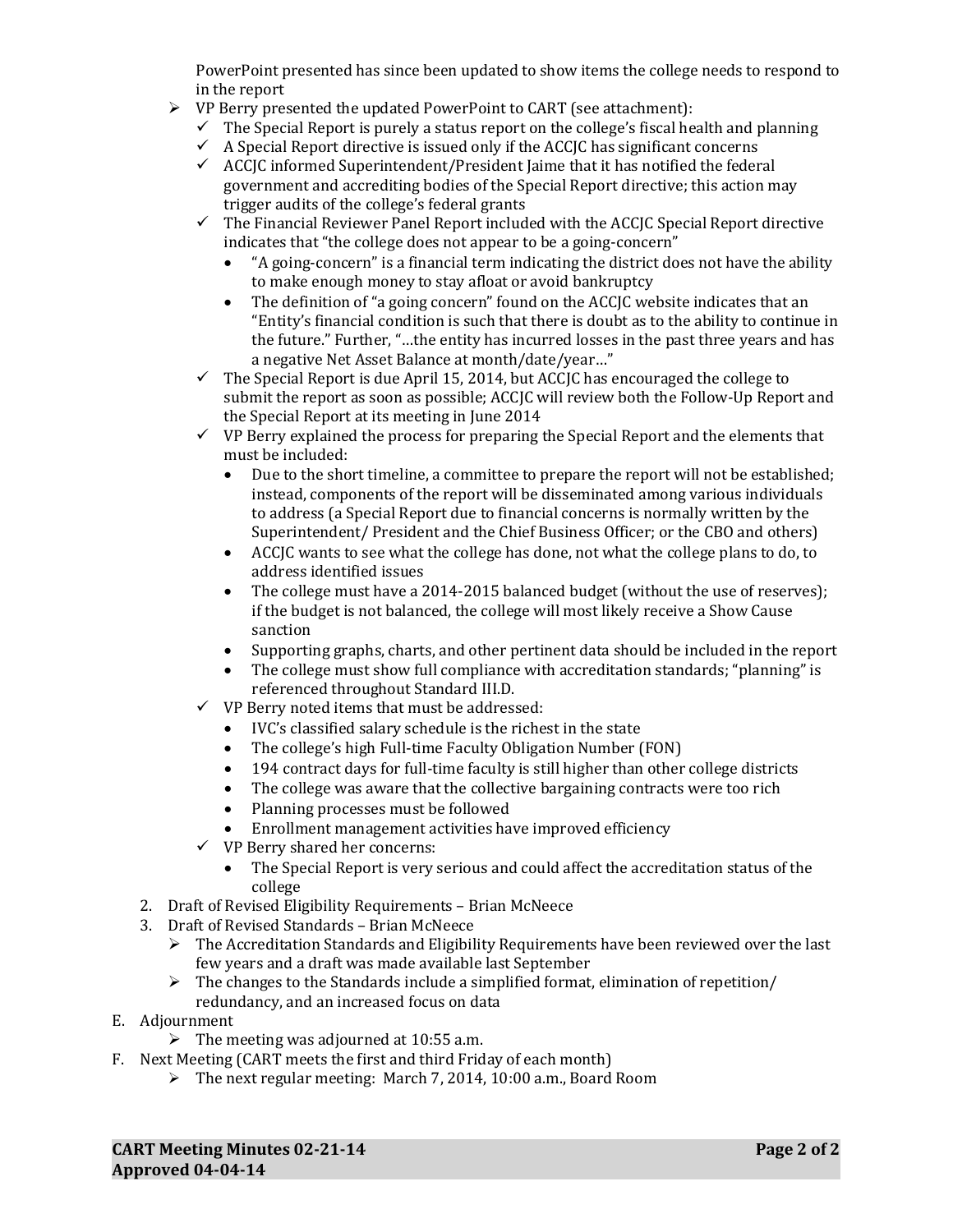PowerPoint presented has since been updated to show items the college needs to respond to in the report

- VP Berry presented the updated PowerPoint to CART (see attachment):
  - ✓ The Special Report is purely a status report on the college's fiscal health and planning
  - ✓ A Special Report directive is issued only if the ACCJC has significant concerns
  - ✓ ACCJC informed Superintendent/President Jaime that it has notified the federal government and accrediting bodies of the Special Report directive; this action may trigger audits of the college's federal grants
  - ✓ The Financial Reviewer Panel Report included with the ACCJC Special Report directive indicates that "the college does not appear to be a going-concern"
    - "A going-concern" is a financial term indicating the district does not have the ability to make enough money to stay afloat or avoid bankruptcy
    - The definition of "a going concern" found on the ACCJC website indicates that an "Entity's financial condition is such that there is doubt as to the ability to continue in the future." Further, "…the entity has incurred losses in the past three years and has a negative Net Asset Balance at month/date/year…"
  - ✓ The Special Report is due April 15, 2014, but ACCJC has encouraged the college to submit the report as soon as possible; ACCJC will review both the Follow-Up Report and the Special Report at its meeting in June 2014
  - ✓ VP Berry explained the process for preparing the Special Report and the elements that must be included:
    - Due to the short timeline, a committee to prepare the report will not be established; instead, components of the report will be disseminated among various individuals to address (a Special Report due to financial concerns is normally written by the Superintendent/ President and the Chief Business Officer; or the CBO and others)
    - ACCJC wants to see what the college has done, not what the college plans to do, to address identified issues
    - The college must have a 2014-2015 balanced budget (without the use of reserves); if the budget is not balanced, the college will most likely receive a Show Cause sanction
    - Supporting graphs, charts, and other pertinent data should be included in the report
    - The college must show full compliance with accreditation standards; "planning" is referenced throughout Standard III.D.
  - ✓ VP Berry noted items that must be addressed:
    - IVC's classified salary schedule is the richest in the state
    - The college's high Full-time Faculty Obligation Number (FON)
    - 194 contract days for full-time faculty is still higher than other college districts
    - The college was aware that the collective bargaining contracts were too rich
    - Planning processes must be followed
    - Enrollment management activities have improved efficiency
  - ✓ VP Berry shared her concerns:
    - The Special Report is very serious and could affect the accreditation status of the college

2. Draft of Revised Eligibility Requirements – Brian McNeece
3. Draft of Revised Standards – Brian McNeece
   - The Accreditation Standards and Eligibility Requirements have been reviewed over the last few years and a draft was made available last September
   - The changes to the Standards include a simplified format, elimination of repetition/ redundancy, and an increased focus on data

E. Adjournment
   - The meeting was adjourned at 10:55 a.m.

F. Next Meeting (CART meets the first and third Friday of each month)
   - The next regular meeting: March 7, 2014, 10:00 a.m., Board Room

**CART Meeting Minutes 02-21-14**
**Approved 04-04-14**